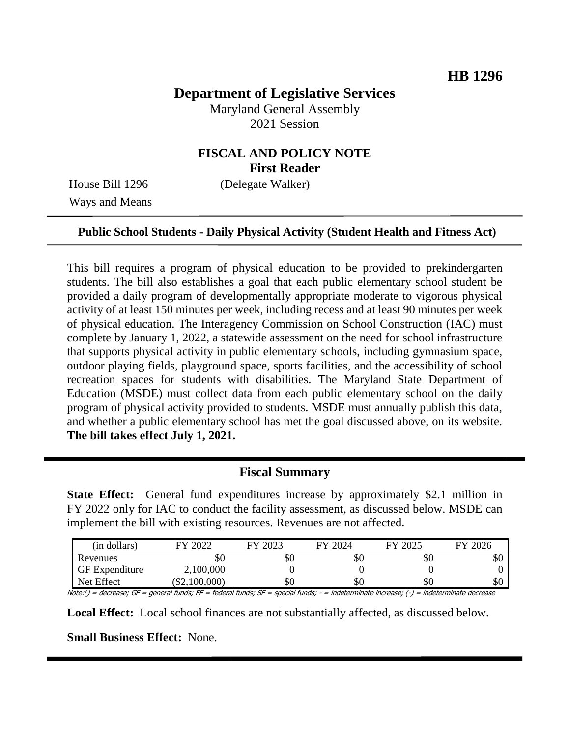**HB 1296**

# Department of Legislative Services

Maryland General Assembly
2021 Session

## FISCAL AND POLICY NOTE
**First Reader**

House Bill 1296 (Delegate Walker)
Ways and Means

**Public School Students - Daily Physical Activity (Student Health and Fitness Act)**

This bill requires a program of physical education to be provided to prekindergarten students. The bill also establishes a goal that each public elementary school student be provided a daily program of developmentally appropriate moderate to vigorous physical activity of at least 150 minutes per week, including recess and at least 90 minutes per week of physical education. The Interagency Commission on School Construction (IAC) must complete by January 1, 2022, a statewide assessment on the need for school infrastructure that supports physical activity in public elementary schools, including gymnasium space, outdoor playing fields, playground space, sports facilities, and the accessibility of school recreation spaces for students with disabilities. The Maryland State Department of Education (MSDE) must collect data from each public elementary school on the daily program of physical activity provided to students. MSDE must annually publish this data, and whether a public elementary school has met the goal discussed above, on its website. **The bill takes effect July 1, 2021.**

## Fiscal Summary

**State Effect:** General fund expenditures increase by approximately $2.1 million in FY 2022 only for IAC to conduct the facility assessment, as discussed below. MSDE can implement the bill with existing resources. Revenues are not affected.

| (in dollars) | FY 2022 | FY 2023 | FY 2024 | FY 2025 | FY 2026 |
|---|---|---|---|---|---|
| Revenues | $0 | $0 | $0 | $0 | $0 |
| GF Expenditure | 2,100,000 | 0 | 0 | 0 | 0 |
| Net Effect | ($2,100,000) | $0 | $0 | $0 | $0 |

Note:() = decrease; GF = general funds; FF = federal funds; SF = special funds; - = indeterminate increase; (-) = indeterminate decrease

**Local Effect:** Local school finances are not substantially affected, as discussed below.

**Small Business Effect:** None.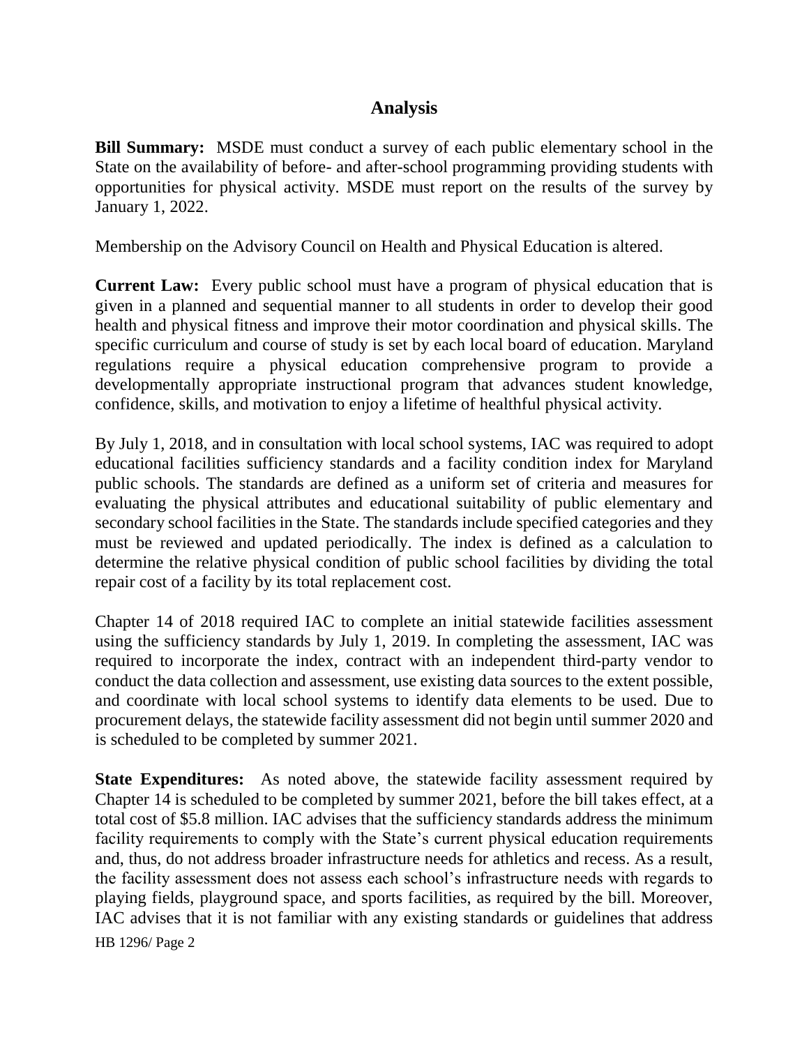## Analysis

**Bill Summary:** MSDE must conduct a survey of each public elementary school in the State on the availability of before- and after-school programming providing students with opportunities for physical activity. MSDE must report on the results of the survey by January 1, 2022.

Membership on the Advisory Council on Health and Physical Education is altered.

**Current Law:** Every public school must have a program of physical education that is given in a planned and sequential manner to all students in order to develop their good health and physical fitness and improve their motor coordination and physical skills. The specific curriculum and course of study is set by each local board of education. Maryland regulations require a physical education comprehensive program to provide a developmentally appropriate instructional program that advances student knowledge, confidence, skills, and motivation to enjoy a lifetime of healthful physical activity.

By July 1, 2018, and in consultation with local school systems, IAC was required to adopt educational facilities sufficiency standards and a facility condition index for Maryland public schools. The standards are defined as a uniform set of criteria and measures for evaluating the physical attributes and educational suitability of public elementary and secondary school facilities in the State. The standards include specified categories and they must be reviewed and updated periodically. The index is defined as a calculation to determine the relative physical condition of public school facilities by dividing the total repair cost of a facility by its total replacement cost.

Chapter 14 of 2018 required IAC to complete an initial statewide facilities assessment using the sufficiency standards by July 1, 2019. In completing the assessment, IAC was required to incorporate the index, contract with an independent third-party vendor to conduct the data collection and assessment, use existing data sources to the extent possible, and coordinate with local school systems to identify data elements to be used. Due to procurement delays, the statewide facility assessment did not begin until summer 2020 and is scheduled to be completed by summer 2021.

**State Expenditures:** As noted above, the statewide facility assessment required by Chapter 14 is scheduled to be completed by summer 2021, before the bill takes effect, at a total cost of $5.8 million. IAC advises that the sufficiency standards address the minimum facility requirements to comply with the State's current physical education requirements and, thus, do not address broader infrastructure needs for athletics and recess. As a result, the facility assessment does not assess each school's infrastructure needs with regards to playing fields, playground space, and sports facilities, as required by the bill. Moreover, IAC advises that it is not familiar with any existing standards or guidelines that address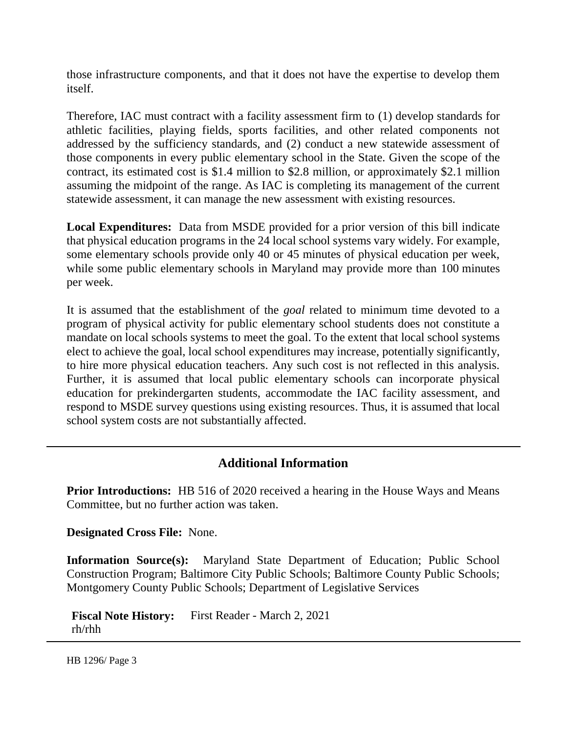those infrastructure components, and that it does not have the expertise to develop them itself.

Therefore, IAC must contract with a facility assessment firm to (1) develop standards for athletic facilities, playing fields, sports facilities, and other related components not addressed by the sufficiency standards, and (2) conduct a new statewide assessment of those components in every public elementary school in the State. Given the scope of the contract, its estimated cost is $1.4 million to $2.8 million, or approximately $2.1 million assuming the midpoint of the range. As IAC is completing its management of the current statewide assessment, it can manage the new assessment with existing resources.

**Local Expenditures:** Data from MSDE provided for a prior version of this bill indicate that physical education programs in the 24 local school systems vary widely. For example, some elementary schools provide only 40 or 45 minutes of physical education per week, while some public elementary schools in Maryland may provide more than 100 minutes per week.

It is assumed that the establishment of the *goal* related to minimum time devoted to a program of physical activity for public elementary school students does not constitute a mandate on local schools systems to meet the goal. To the extent that local school systems elect to achieve the goal, local school expenditures may increase, potentially significantly, to hire more physical education teachers. Any such cost is not reflected in this analysis. Further, it is assumed that local public elementary schools can incorporate physical education for prekindergarten students, accommodate the IAC facility assessment, and respond to MSDE survey questions using existing resources. Thus, it is assumed that local school system costs are not substantially affected.

## Additional Information

**Prior Introductions:** HB 516 of 2020 received a hearing in the House Ways and Means Committee, but no further action was taken.

**Designated Cross File:** None.

**Information Source(s):** Maryland State Department of Education; Public School Construction Program; Baltimore City Public Schools; Baltimore County Public Schools; Montgomery County Public Schools; Department of Legislative Services

**Fiscal Note History:** First Reader - March 2, 2021
rh/rhh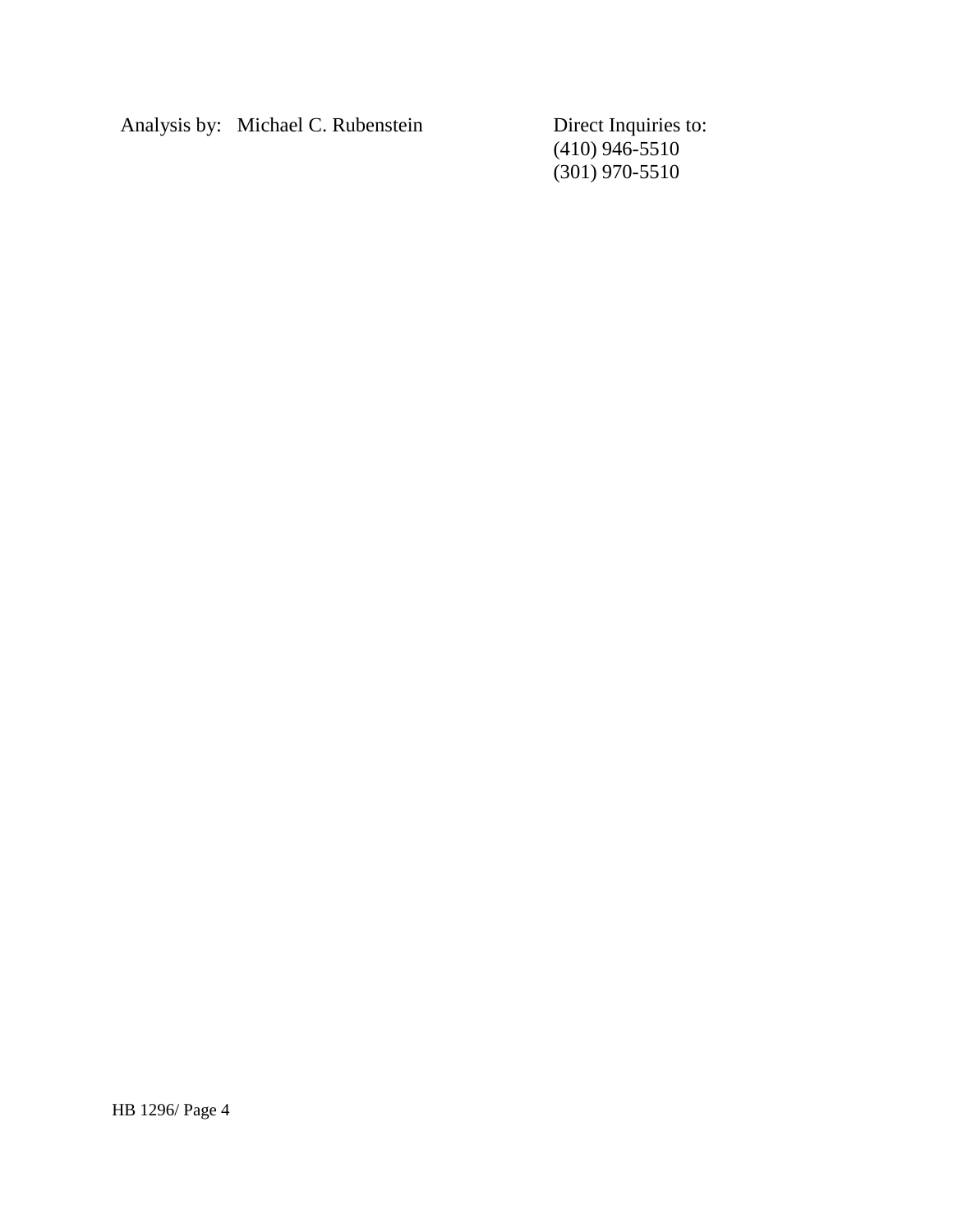Analysis by: Michael C. Rubenstein

Direct Inquiries to:
(410) 946-5510
(301) 970-5510